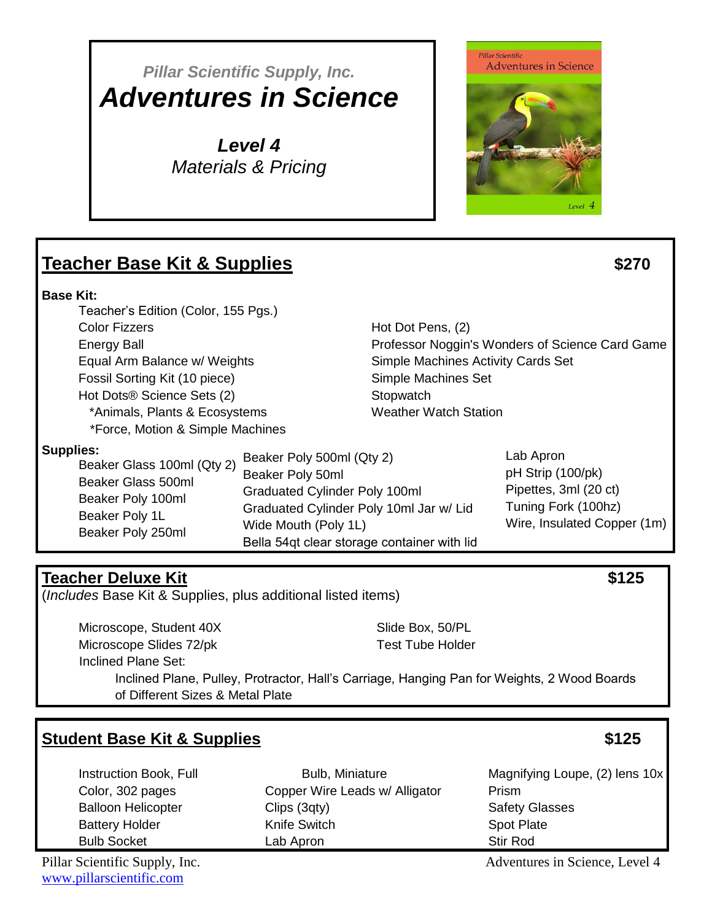*Pillar Scientific Supply, Inc.*

# *Adventures in Science*

***Level 4***

*Materials & Pricing*

## Teacher Base Kit & Supplies — $270

**Base Kit:**

- Teacher's Edition (Color, 155 Pgs.)
- Color Fizzers
- Energy Ball
- Equal Arm Balance w/ Weights
- Fossil Sorting Kit (10 piece)
- Hot Dots® Science Sets (2)
  - *Animals, Plants & Ecosystems
  - *Force, Motion & Simple Machines
- Hot Dot Pens, (2)
- Professor Noggin's Wonders of Science Card Game
- Simple Machines Activity Cards Set
- Simple Machines Set
- Stopwatch
- Weather Watch Station

**Supplies:**

- Beaker Glass 100ml (Qty 2)
- Beaker Glass 500ml
- Beaker Poly 100ml
- Beaker Poly 1L
- Beaker Poly 250ml
- Beaker Poly 500ml (Qty 2)
- Beaker Poly 50ml
- Graduated Cylinder Poly 100ml
- Graduated Cylinder Poly 10ml Jar w/ Lid
- Wide Mouth (Poly 1L)
- Bella 54qt clear storage container with lid
- Lab Apron
- pH Strip (100/pk)
- Pipettes, 3ml (20 ct)
- Tuning Fork (100hz)
- Wire, Insulated Copper (1m)

## Teacher Deluxe Kit — $125

(*Includes* Base Kit & Supplies, plus additional listed items)

- Microscope, Student 40X
- Microscope Slides 72/pk
- Inclined Plane Set:
  - Inclined Plane, Pulley, Protractor, Hall's Carriage, Hanging Pan for Weights, 2 Wood Boards of Different Sizes & Metal Plate
- Slide Box, 50/PL
- Test Tube Holder

## Student Base Kit & Supplies — $125

- Instruction Book, Full Color, 302 pages
- Balloon Helicopter
- Battery Holder
- Bulb Socket
- Bulb, Miniature
- Copper Wire Leads w/ Alligator Clips (3qty)
- Knife Switch
- Lab Apron
- Magnifying Loupe, (2) lens 10x
- Prism
- Safety Glasses
- Spot Plate
- Stir Rod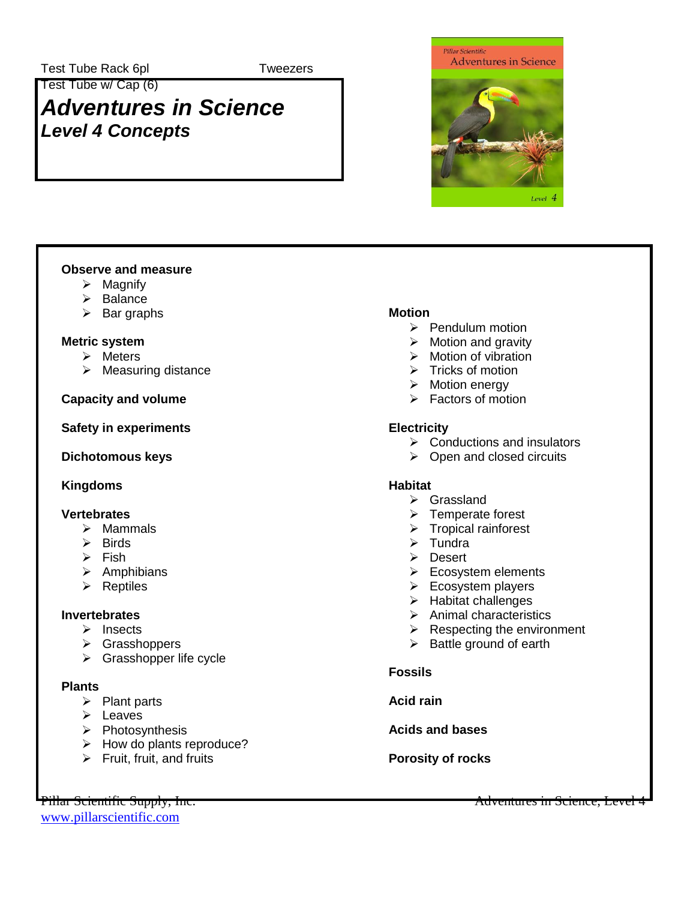Test Tube Rack 6pl

Tweezers

Test Tube w/ Cap (6)

# *Adventures in Science*
## *Level 4 Concepts*

**Observe and measure**

- Magnify
- Balance
- Bar graphs

**Metric system**

- Meters
- Measuring distance

**Capacity and volume**

**Safety in experiments**

**Dichotomous keys**

**Kingdoms**

**Vertebrates**

- Mammals
- Birds
- Fish
- Amphibians
- Reptiles

**Invertebrates**

- Insects
- Grasshoppers
- Grasshopper life cycle

**Plants**

- Plant parts
- Leaves
- Photosynthesis
- How do plants reproduce?
- Fruit, fruit, and fruits

**Motion**

- Pendulum motion
- Motion and gravity
- Motion of vibration
- Tricks of motion
- Motion energy
- Factors of motion

**Electricity**

- Conductions and insulators
- Open and closed circuits

**Habitat**

- Grassland
- Temperate forest
- Tropical rainforest
- Tundra
- Desert
- Ecosystem elements
- Ecosystem players
- Habitat challenges
- Animal characteristics
- Respecting the environment
- Battle ground of earth

**Fossils**

**Acid rain**

**Acids and bases**

**Porosity of rocks**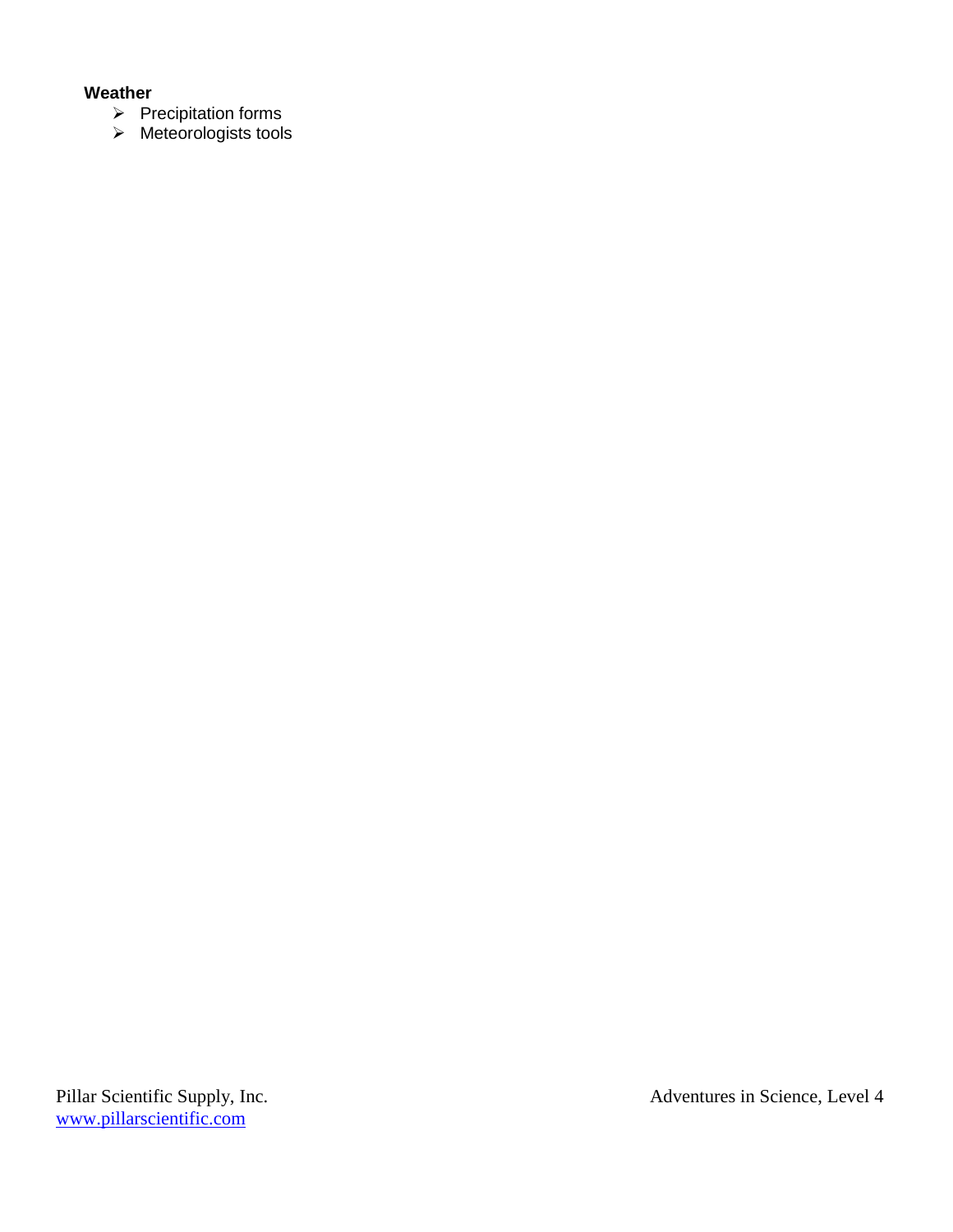**Weather**

- Precipitation forms
- Meteorologists tools